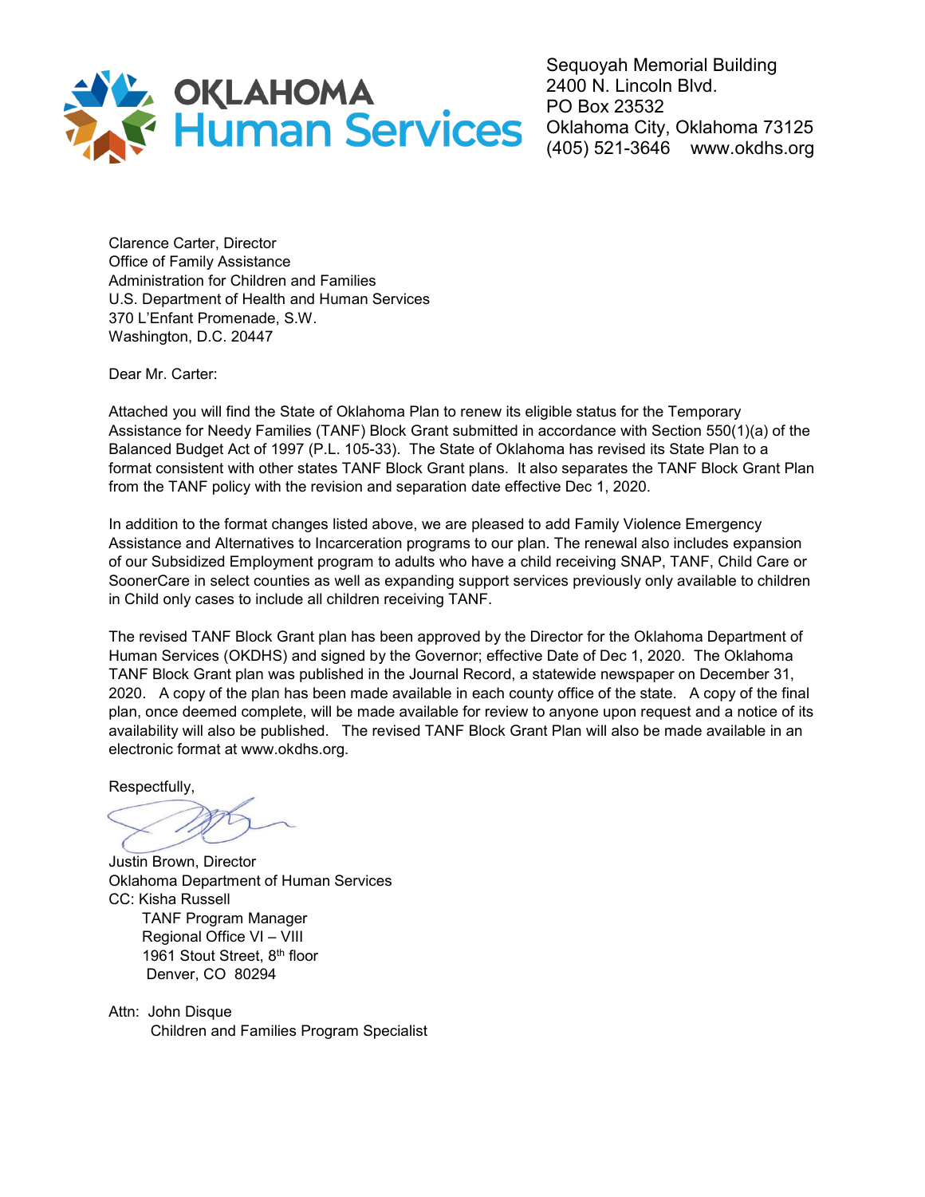OKLAHOMA Human Services

Sequoyah Memorial Building
2400 N. Lincoln Blvd.
PO Box 23532
Oklahoma City, Oklahoma 73125
(405) 521-3646 www.okdhs.org

Clarence Carter, Director
Office of Family Assistance
Administration for Children and Families
U.S. Department of Health and Human Services
370 L'Enfant Promenade, S.W.
Washington, D.C. 20447

Dear Mr. Carter:

Attached you will find the State of Oklahoma Plan to renew its eligible status for the Temporary Assistance for Needy Families (TANF) Block Grant submitted in accordance with Section 550(1)(a) of the Balanced Budget Act of 1997 (P.L. 105-33). The State of Oklahoma has revised its State Plan to a format consistent with other states TANF Block Grant plans. It also separates the TANF Block Grant Plan from the TANF policy with the revision and separation date effective Dec 1, 2020.

In addition to the format changes listed above, we are pleased to add Family Violence Emergency Assistance and Alternatives to Incarceration programs to our plan. The renewal also includes expansion of our Subsidized Employment program to adults who have a child receiving SNAP, TANF, Child Care or SoonerCare in select counties as well as expanding support services previously only available to children in Child only cases to include all children receiving TANF.

The revised TANF Block Grant plan has been approved by the Director for the Oklahoma Department of Human Services (OKDHS) and signed by the Governor; effective Date of Dec 1, 2020. The Oklahoma TANF Block Grant plan was published in the Journal Record, a statewide newspaper on December 31, 2020. A copy of the plan has been made available in each county office of the state. A copy of the final plan, once deemed complete, will be made available for review to anyone upon request and a notice of its availability will also be published. The revised TANF Block Grant Plan will also be made available in an electronic format at www.okdhs.org.

Respectfully,

Justin Brown, Director
Oklahoma Department of Human Services
CC: Kisha Russell
TANF Program Manager
Regional Office VI – VIII
1961 Stout Street, 8th floor
Denver, CO 80294

Attn: John Disque
Children and Families Program Specialist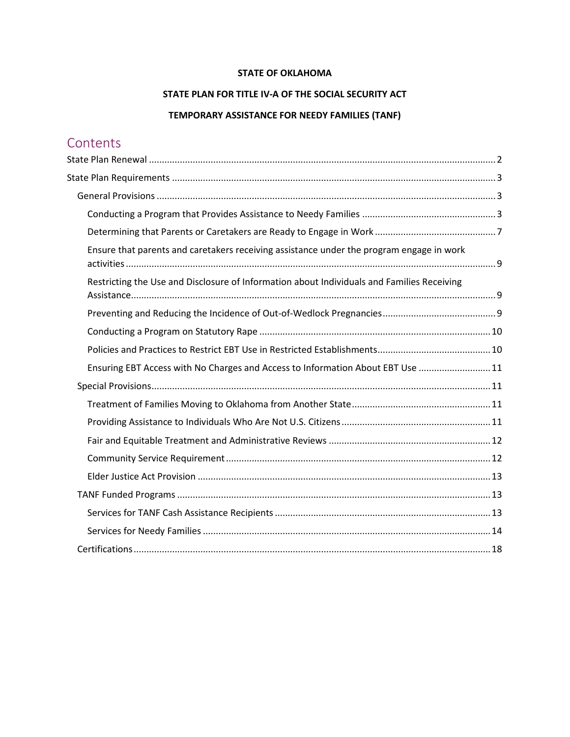**STATE OF OKLAHOMA**

**STATE PLAN FOR TITLE IV-A OF THE SOCIAL SECURITY ACT**

**TEMPORARY ASSISTANCE FOR NEEDY FAMILIES (TANF)**

# Contents

- State Plan Renewal ... 2
- State Plan Requirements ... 3
  - General Provisions ... 3
    - Conducting a Program that Provides Assistance to Needy Families ... 3
    - Determining that Parents or Caretakers are Ready to Engage in Work ... 7
    - Ensure that parents and caretakers receiving assistance under the program engage in work activities ... 9
    - Restricting the Use and Disclosure of Information about Individuals and Families Receiving Assistance ... 9
    - Preventing and Reducing the Incidence of Out-of-Wedlock Pregnancies ... 9
    - Conducting a Program on Statutory Rape ... 10
    - Policies and Practices to Restrict EBT Use in Restricted Establishments ... 10
    - Ensuring EBT Access with No Charges and Access to Information About EBT Use ... 11
  - Special Provisions ... 11
    - Treatment of Families Moving to Oklahoma from Another State ... 11
    - Providing Assistance to Individuals Who Are Not U.S. Citizens ... 11
    - Fair and Equitable Treatment and Administrative Reviews ... 12
    - Community Service Requirement ... 12
    - Elder Justice Act Provision ... 13
  - TANF Funded Programs ... 13
    - Services for TANF Cash Assistance Recipients ... 13
    - Services for Needy Families ... 14
  - Certifications ... 18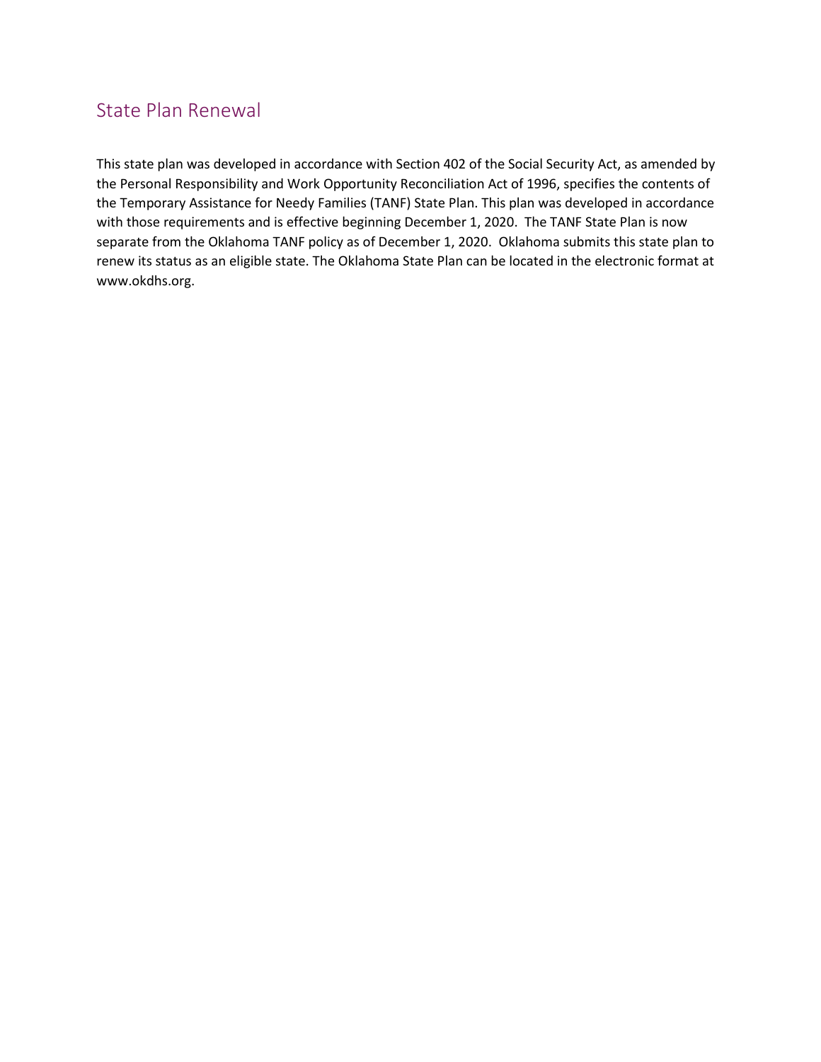## State Plan Renewal

This state plan was developed in accordance with Section 402 of the Social Security Act, as amended by the Personal Responsibility and Work Opportunity Reconciliation Act of 1996, specifies the contents of the Temporary Assistance for Needy Families (TANF) State Plan. This plan was developed in accordance with those requirements and is effective beginning December 1, 2020. The TANF State Plan is now separate from the Oklahoma TANF policy as of December 1, 2020. Oklahoma submits this state plan to renew its status as an eligible state. The Oklahoma State Plan can be located in the electronic format at www.okdhs.org.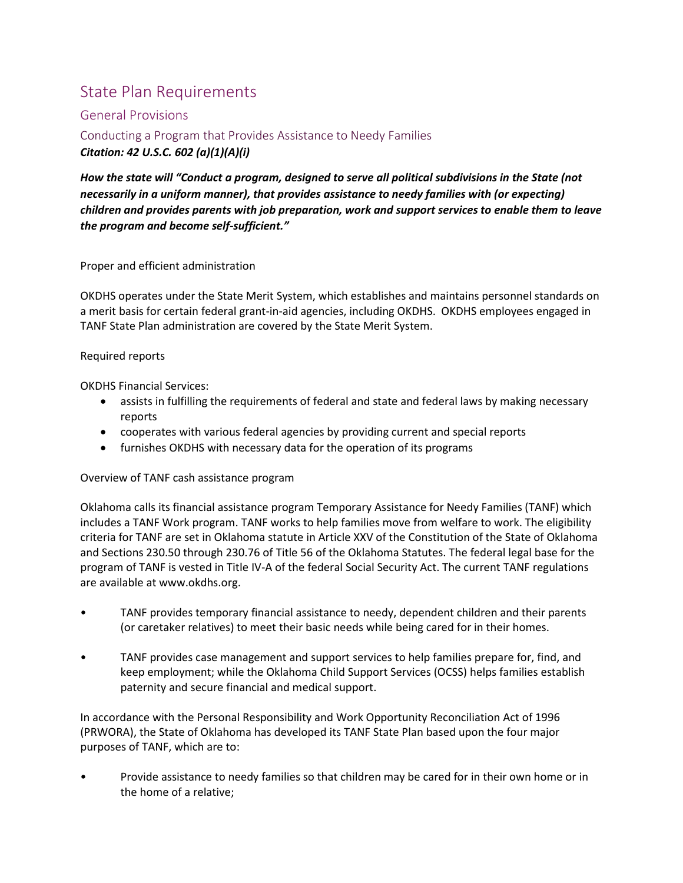# State Plan Requirements

## General Provisions

### Conducting a Program that Provides Assistance to Needy Families

***Citation: 42 U.S.C. 602 (a)(1)(A)(i)***

***How the state will "Conduct a program, designed to serve all political subdivisions in the State (not necessarily in a uniform manner), that provides assistance to needy families with (or expecting) children and provides parents with job preparation, work and support services to enable them to leave the program and become self-sufficient."***

Proper and efficient administration

OKDHS operates under the State Merit System, which establishes and maintains personnel standards on a merit basis for certain federal grant-in-aid agencies, including OKDHS. OKDHS employees engaged in TANF State Plan administration are covered by the State Merit System.

Required reports

OKDHS Financial Services:

- assists in fulfilling the requirements of federal and state and federal laws by making necessary reports
- cooperates with various federal agencies by providing current and special reports
- furnishes OKDHS with necessary data for the operation of its programs

Overview of TANF cash assistance program

Oklahoma calls its financial assistance program Temporary Assistance for Needy Families (TANF) which includes a TANF Work program. TANF works to help families move from welfare to work. The eligibility criteria for TANF are set in Oklahoma statute in Article XXV of the Constitution of the State of Oklahoma and Sections 230.50 through 230.76 of Title 56 of the Oklahoma Statutes. The federal legal base for the program of TANF is vested in Title IV-A of the federal Social Security Act. The current TANF regulations are available at www.okdhs.org.

- TANF provides temporary financial assistance to needy, dependent children and their parents (or caretaker relatives) to meet their basic needs while being cared for in their homes.
- TANF provides case management and support services to help families prepare for, find, and keep employment; while the Oklahoma Child Support Services (OCSS) helps families establish paternity and secure financial and medical support.

In accordance with the Personal Responsibility and Work Opportunity Reconciliation Act of 1996 (PRWORA), the State of Oklahoma has developed its TANF State Plan based upon the four major purposes of TANF, which are to:

- Provide assistance to needy families so that children may be cared for in their own home or in the home of a relative;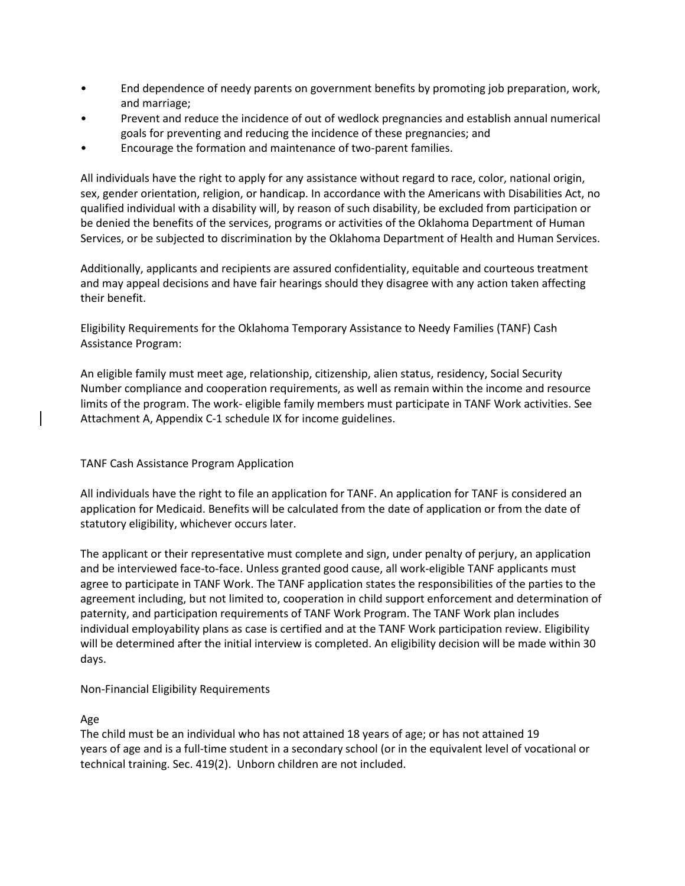- End dependence of needy parents on government benefits by promoting job preparation, work, and marriage;
- Prevent and reduce the incidence of out of wedlock pregnancies and establish annual numerical goals for preventing and reducing the incidence of these pregnancies; and
- Encourage the formation and maintenance of two-parent families.

All individuals have the right to apply for any assistance without regard to race, color, national origin, sex, gender orientation, religion, or handicap. In accordance with the Americans with Disabilities Act, no qualified individual with a disability will, by reason of such disability, be excluded from participation or be denied the benefits of the services, programs or activities of the Oklahoma Department of Human Services, or be subjected to discrimination by the Oklahoma Department of Health and Human Services.

Additionally, applicants and recipients are assured confidentiality, equitable and courteous treatment and may appeal decisions and have fair hearings should they disagree with any action taken affecting their benefit.

Eligibility Requirements for the Oklahoma Temporary Assistance to Needy Families (TANF) Cash Assistance Program:

An eligible family must meet age, relationship, citizenship, alien status, residency, Social Security Number compliance and cooperation requirements, as well as remain within the income and resource limits of the program. The work- eligible family members must participate in TANF Work activities. See Attachment A, Appendix C-1 schedule IX for income guidelines.

TANF Cash Assistance Program Application

All individuals have the right to file an application for TANF. An application for TANF is considered an application for Medicaid. Benefits will be calculated from the date of application or from the date of statutory eligibility, whichever occurs later.

The applicant or their representative must complete and sign, under penalty of perjury, an application and be interviewed face-to-face. Unless granted good cause, all work-eligible TANF applicants must agree to participate in TANF Work. The TANF application states the responsibilities of the parties to the agreement including, but not limited to, cooperation in child support enforcement and determination of paternity, and participation requirements of TANF Work Program. The TANF Work plan includes individual employability plans as case is certified and at the TANF Work participation review. Eligibility will be determined after the initial interview is completed. An eligibility decision will be made within 30 days.

Non-Financial Eligibility Requirements

Age

The child must be an individual who has not attained 18 years of age; or has not attained 19 years of age and is a full-time student in a secondary school (or in the equivalent level of vocational or technical training. Sec. 419(2). Unborn children are not included.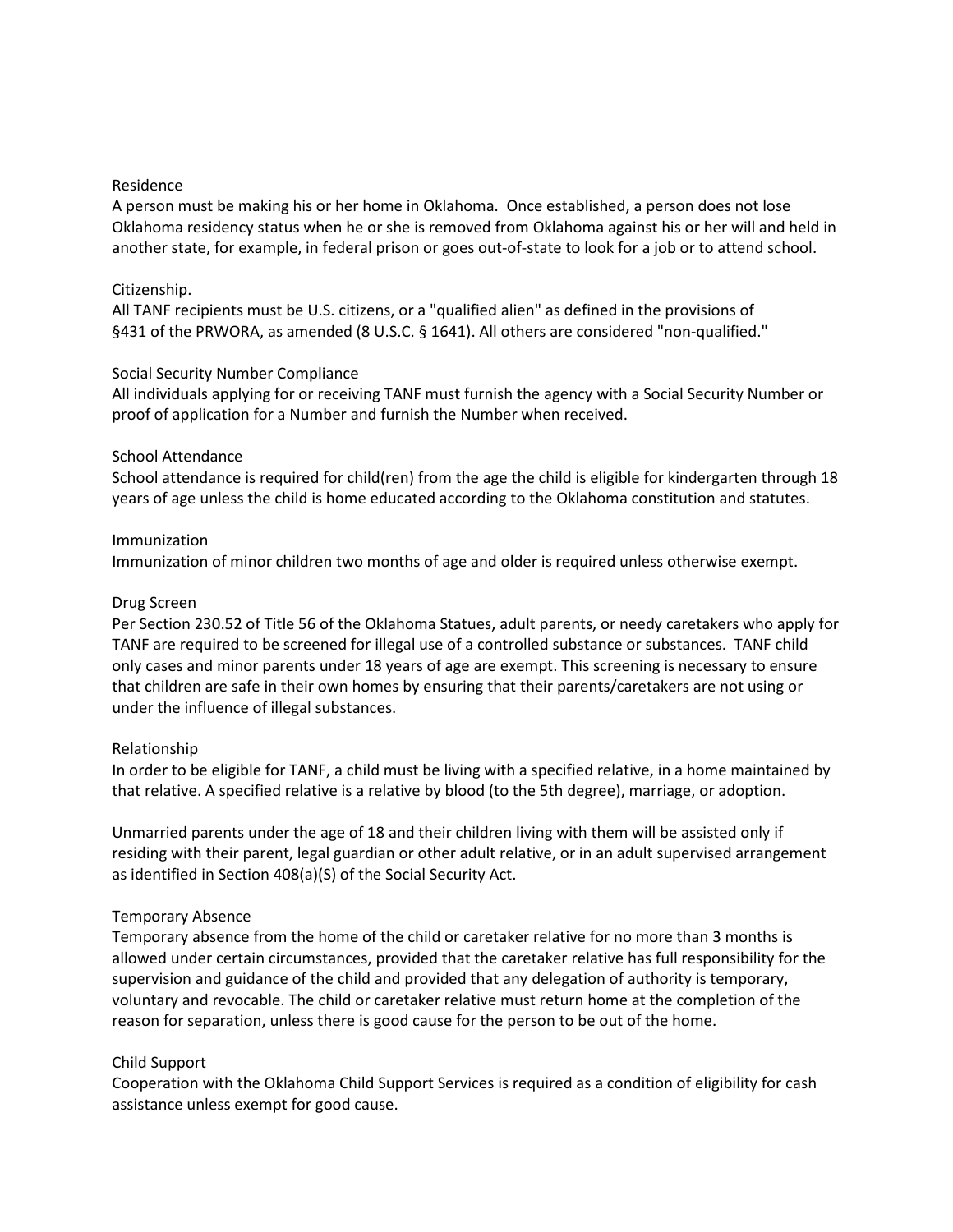### Residence

A person must be making his or her home in Oklahoma. Once established, a person does not lose Oklahoma residency status when he or she is removed from Oklahoma against his or her will and held in another state, for example, in federal prison or goes out-of-state to look for a job or to attend school.

### Citizenship.

All TANF recipients must be U.S. citizens, or a "qualified alien" as defined in the provisions of §431 of the PRWORA, as amended (8 U.S.C. § 1641). All others are considered "non-qualified."

### Social Security Number Compliance

All individuals applying for or receiving TANF must furnish the agency with a Social Security Number or proof of application for a Number and furnish the Number when received.

### School Attendance

School attendance is required for child(ren) from the age the child is eligible for kindergarten through 18 years of age unless the child is home educated according to the Oklahoma constitution and statutes.

### Immunization

Immunization of minor children two months of age and older is required unless otherwise exempt.

### Drug Screen

Per Section 230.52 of Title 56 of the Oklahoma Statues, adult parents, or needy caretakers who apply for TANF are required to be screened for illegal use of a controlled substance or substances. TANF child only cases and minor parents under 18 years of age are exempt. This screening is necessary to ensure that children are safe in their own homes by ensuring that their parents/caretakers are not using or under the influence of illegal substances.

### Relationship

In order to be eligible for TANF, a child must be living with a specified relative, in a home maintained by that relative. A specified relative is a relative by blood (to the 5th degree), marriage, or adoption.

Unmarried parents under the age of 18 and their children living with them will be assisted only if residing with their parent, legal guardian or other adult relative, or in an adult supervised arrangement as identified in Section 408(a)(S) of the Social Security Act.

### Temporary Absence

Temporary absence from the home of the child or caretaker relative for no more than 3 months is allowed under certain circumstances, provided that the caretaker relative has full responsibility for the supervision and guidance of the child and provided that any delegation of authority is temporary, voluntary and revocable. The child or caretaker relative must return home at the completion of the reason for separation, unless there is good cause for the person to be out of the home.

### Child Support

Cooperation with the Oklahoma Child Support Services is required as a condition of eligibility for cash assistance unless exempt for good cause.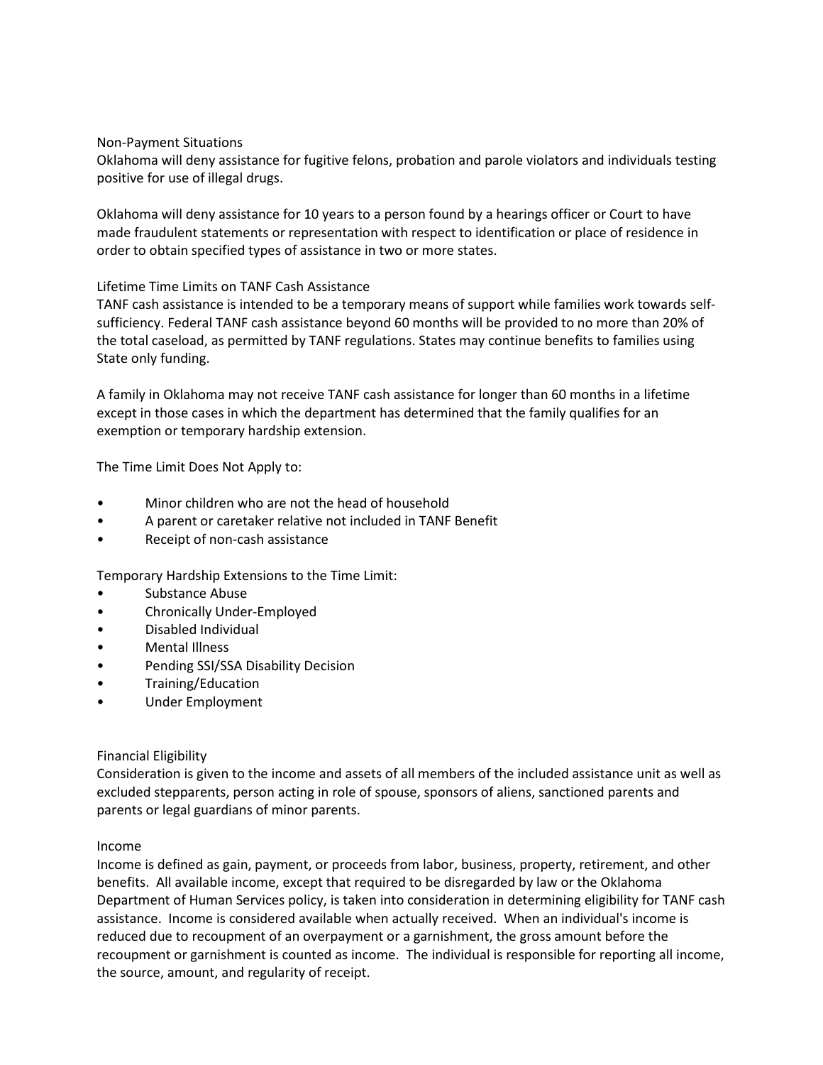## Non-Payment Situations

Oklahoma will deny assistance for fugitive felons, probation and parole violators and individuals testing positive for use of illegal drugs.

Oklahoma will deny assistance for 10 years to a person found by a hearings officer or Court to have made fraudulent statements or representation with respect to identification or place of residence in order to obtain specified types of assistance in two or more states.

## Lifetime Time Limits on TANF Cash Assistance

TANF cash assistance is intended to be a temporary means of support while families work towards self-sufficiency. Federal TANF cash assistance beyond 60 months will be provided to no more than 20% of the total caseload, as permitted by TANF regulations. States may continue benefits to families using State only funding.

A family in Oklahoma may not receive TANF cash assistance for longer than 60 months in a lifetime except in those cases in which the department has determined that the family qualifies for an exemption or temporary hardship extension.

The Time Limit Does Not Apply to:

- Minor children who are not the head of household
- A parent or caretaker relative not included in TANF Benefit
- Receipt of non-cash assistance

Temporary Hardship Extensions to the Time Limit:

- Substance Abuse
- Chronically Under-Employed
- Disabled Individual
- Mental Illness
- Pending SSI/SSA Disability Decision
- Training/Education
- Under Employment

## Financial Eligibility

Consideration is given to the income and assets of all members of the included assistance unit as well as excluded stepparents, person acting in role of spouse, sponsors of aliens, sanctioned parents and parents or legal guardians of minor parents.

## Income

Income is defined as gain, payment, or proceeds from labor, business, property, retirement, and other benefits. All available income, except that required to be disregarded by law or the Oklahoma Department of Human Services policy, is taken into consideration in determining eligibility for TANF cash assistance. Income is considered available when actually received. When an individual's income is reduced due to recoupment of an overpayment or a garnishment, the gross amount before the recoupment or garnishment is counted as income. The individual is responsible for reporting all income, the source, amount, and regularity of receipt.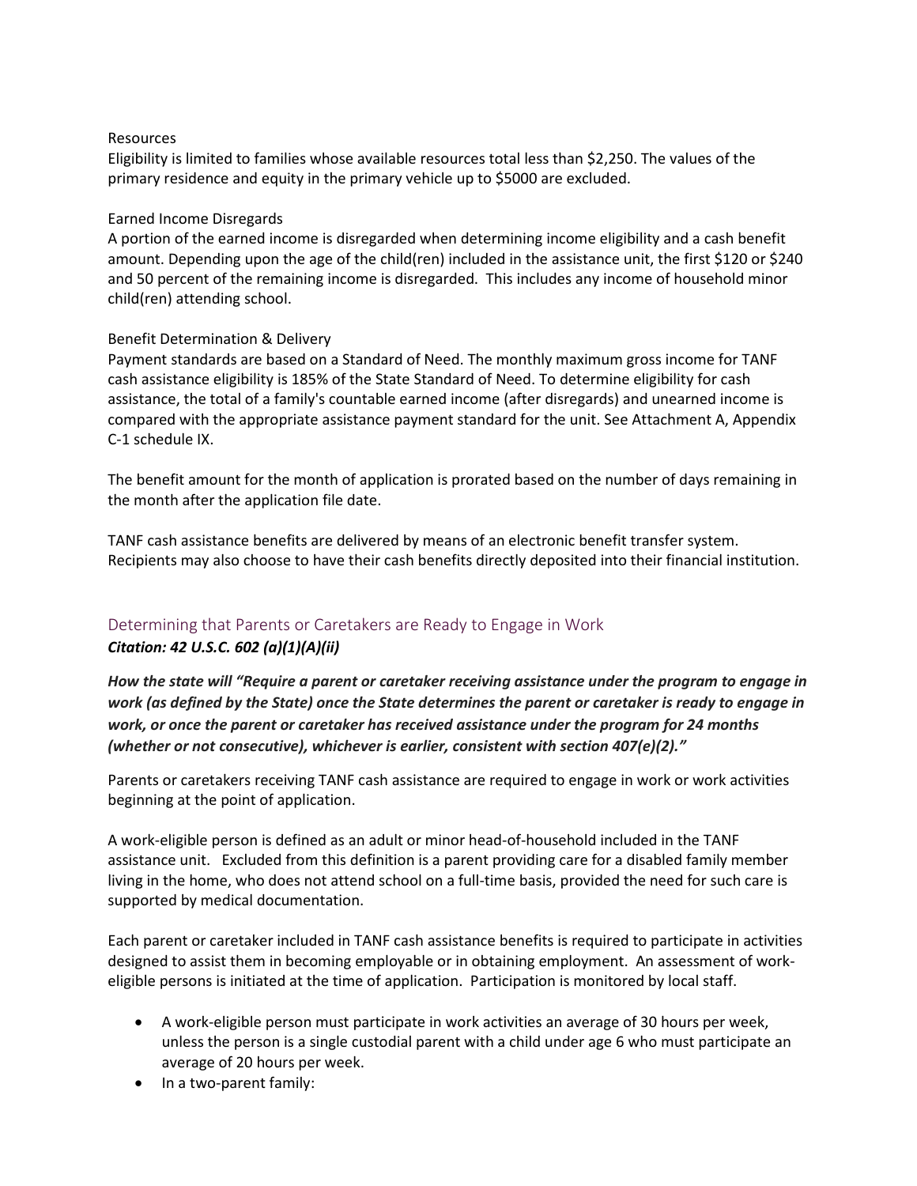Resources

Eligibility is limited to families whose available resources total less than $2,250. The values of the primary residence and equity in the primary vehicle up to $5000 are excluded.

Earned Income Disregards

A portion of the earned income is disregarded when determining income eligibility and a cash benefit amount. Depending upon the age of the child(ren) included in the assistance unit, the first $120 or $240 and 50 percent of the remaining income is disregarded. This includes any income of household minor child(ren) attending school.

Benefit Determination & Delivery

Payment standards are based on a Standard of Need. The monthly maximum gross income for TANF cash assistance eligibility is 185% of the State Standard of Need. To determine eligibility for cash assistance, the total of a family's countable earned income (after disregards) and unearned income is compared with the appropriate assistance payment standard for the unit. See Attachment A, Appendix C-1 schedule IX.

The benefit amount for the month of application is prorated based on the number of days remaining in the month after the application file date.

TANF cash assistance benefits are delivered by means of an electronic benefit transfer system. Recipients may also choose to have their cash benefits directly deposited into their financial institution.

## Determining that Parents or Caretakers are Ready to Engage in Work

***Citation: 42 U.S.C. 602 (a)(1)(A)(ii)***

***How the state will "Require a parent or caretaker receiving assistance under the program to engage in work (as defined by the State) once the State determines the parent or caretaker is ready to engage in work, or once the parent or caretaker has received assistance under the program for 24 months (whether or not consecutive), whichever is earlier, consistent with section 407(e)(2)."***

Parents or caretakers receiving TANF cash assistance are required to engage in work or work activities beginning at the point of application.

A work-eligible person is defined as an adult or minor head-of-household included in the TANF assistance unit. Excluded from this definition is a parent providing care for a disabled family member living in the home, who does not attend school on a full-time basis, provided the need for such care is supported by medical documentation.

Each parent or caretaker included in TANF cash assistance benefits is required to participate in activities designed to assist them in becoming employable or in obtaining employment. An assessment of work-eligible persons is initiated at the time of application. Participation is monitored by local staff.

- A work-eligible person must participate in work activities an average of 30 hours per week, unless the person is a single custodial parent with a child under age 6 who must participate an average of 20 hours per week.
- In a two-parent family: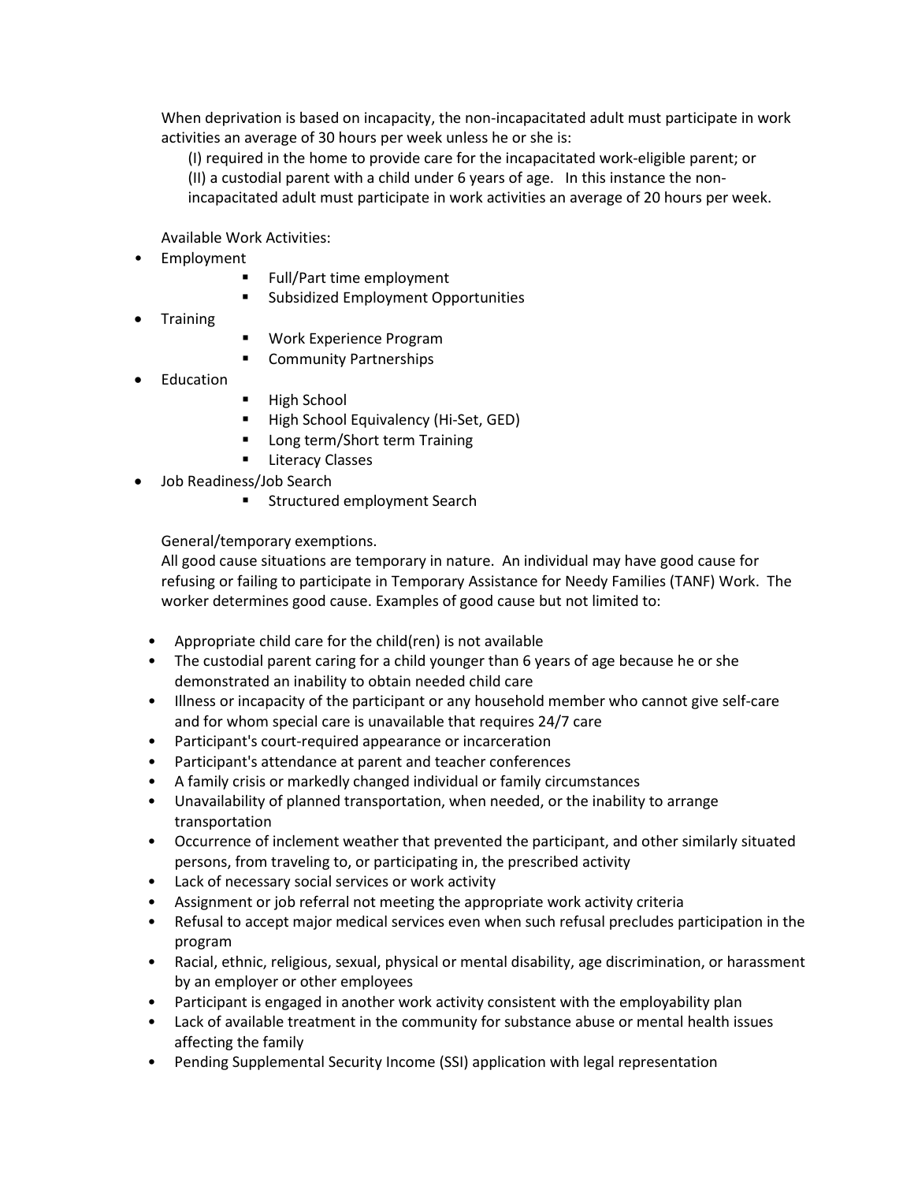When deprivation is based on incapacity, the non-incapacitated adult must participate in work activities an average of 30 hours per week unless he or she is:

(I) required in the home to provide care for the incapacitated work-eligible parent; or
(II) a custodial parent with a child under 6 years of age. In this instance the non-incapacitated adult must participate in work activities an average of 20 hours per week.

Available Work Activities:

- Employment
  - Full/Part time employment
  - Subsidized Employment Opportunities
- Training
  - Work Experience Program
  - Community Partnerships
- Education
  - High School
  - High School Equivalency (Hi-Set, GED)
  - Long term/Short term Training
  - Literacy Classes
- Job Readiness/Job Search
  - Structured employment Search

General/temporary exemptions.
All good cause situations are temporary in nature. An individual may have good cause for refusing or failing to participate in Temporary Assistance for Needy Families (TANF) Work. The worker determines good cause. Examples of good cause but not limited to:

- Appropriate child care for the child(ren) is not available
- The custodial parent caring for a child younger than 6 years of age because he or she demonstrated an inability to obtain needed child care
- Illness or incapacity of the participant or any household member who cannot give self-care and for whom special care is unavailable that requires 24/7 care
- Participant's court-required appearance or incarceration
- Participant's attendance at parent and teacher conferences
- A family crisis or markedly changed individual or family circumstances
- Unavailability of planned transportation, when needed, or the inability to arrange transportation
- Occurrence of inclement weather that prevented the participant, and other similarly situated persons, from traveling to, or participating in, the prescribed activity
- Lack of necessary social services or work activity
- Assignment or job referral not meeting the appropriate work activity criteria
- Refusal to accept major medical services even when such refusal precludes participation in the program
- Racial, ethnic, religious, sexual, physical or mental disability, age discrimination, or harassment by an employer or other employees
- Participant is engaged in another work activity consistent with the employability plan
- Lack of available treatment in the community for substance abuse or mental health issues affecting the family
- Pending Supplemental Security Income (SSI) application with legal representation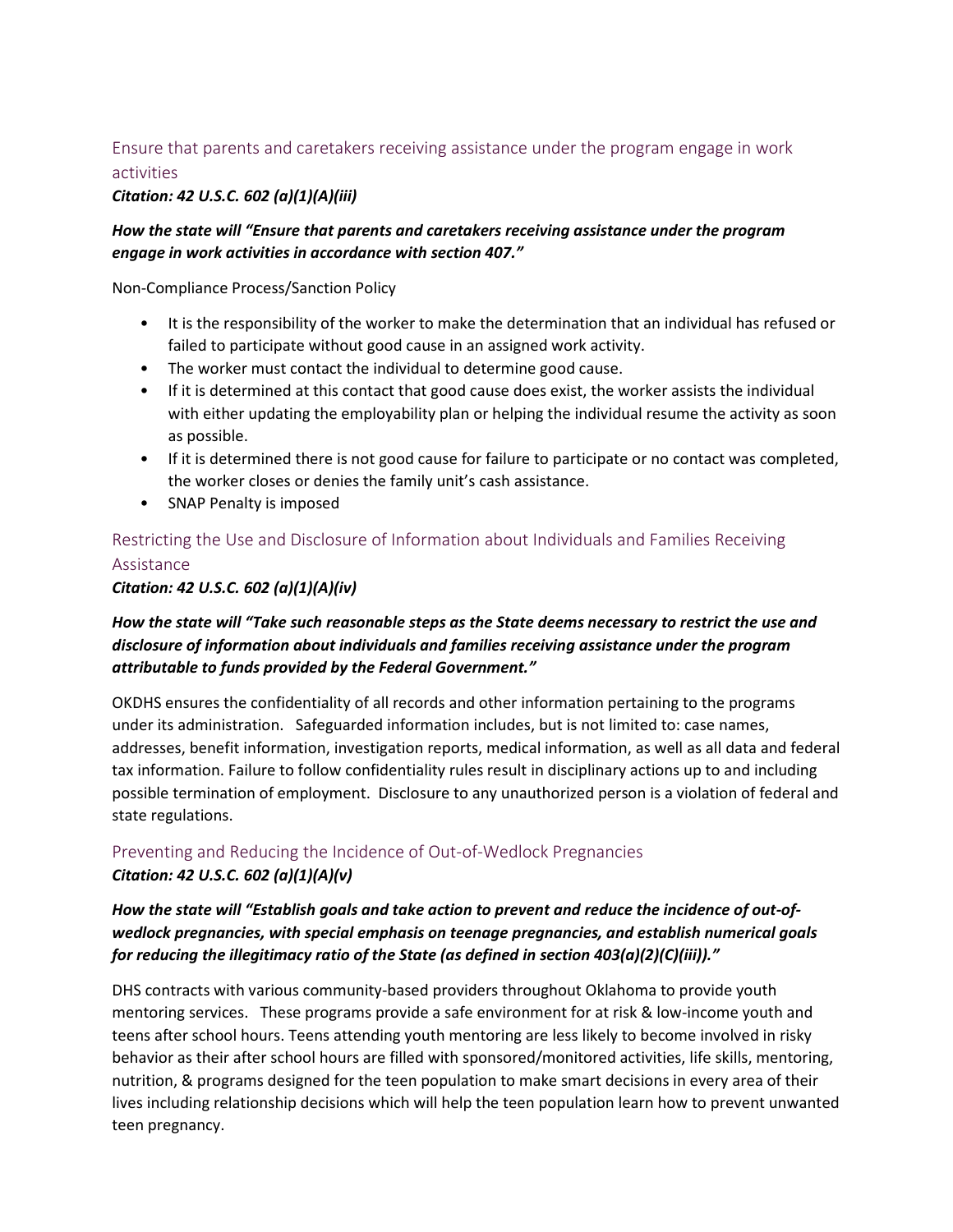## Ensure that parents and caretakers receiving assistance under the program engage in work activities

***Citation: 42 U.S.C. 602 (a)(1)(A)(iii)***

***How the state will "Ensure that parents and caretakers receiving assistance under the program engage in work activities in accordance with section 407."***

Non-Compliance Process/Sanction Policy

- It is the responsibility of the worker to make the determination that an individual has refused or failed to participate without good cause in an assigned work activity.
- The worker must contact the individual to determine good cause.
- If it is determined at this contact that good cause does exist, the worker assists the individual with either updating the employability plan or helping the individual resume the activity as soon as possible.
- If it is determined there is not good cause for failure to participate or no contact was completed, the worker closes or denies the family unit's cash assistance.
- SNAP Penalty is imposed

## Restricting the Use and Disclosure of Information about Individuals and Families Receiving Assistance

***Citation: 42 U.S.C. 602 (a)(1)(A)(iv)***

***How the state will "Take such reasonable steps as the State deems necessary to restrict the use and disclosure of information about individuals and families receiving assistance under the program attributable to funds provided by the Federal Government."***

OKDHS ensures the confidentiality of all records and other information pertaining to the programs under its administration. Safeguarded information includes, but is not limited to: case names, addresses, benefit information, investigation reports, medical information, as well as all data and federal tax information. Failure to follow confidentiality rules result in disciplinary actions up to and including possible termination of employment. Disclosure to any unauthorized person is a violation of federal and state regulations.

## Preventing and Reducing the Incidence of Out-of-Wedlock Pregnancies

***Citation: 42 U.S.C. 602 (a)(1)(A)(v)***

***How the state will "Establish goals and take action to prevent and reduce the incidence of out-of-wedlock pregnancies, with special emphasis on teenage pregnancies, and establish numerical goals for reducing the illegitimacy ratio of the State (as defined in section 403(a)(2)(C)(iii))."***

DHS contracts with various community-based providers throughout Oklahoma to provide youth mentoring services. These programs provide a safe environment for at risk & low-income youth and teens after school hours. Teens attending youth mentoring are less likely to become involved in risky behavior as their after school hours are filled with sponsored/monitored activities, life skills, mentoring, nutrition, & programs designed for the teen population to make smart decisions in every area of their lives including relationship decisions which will help the teen population learn how to prevent unwanted teen pregnancy.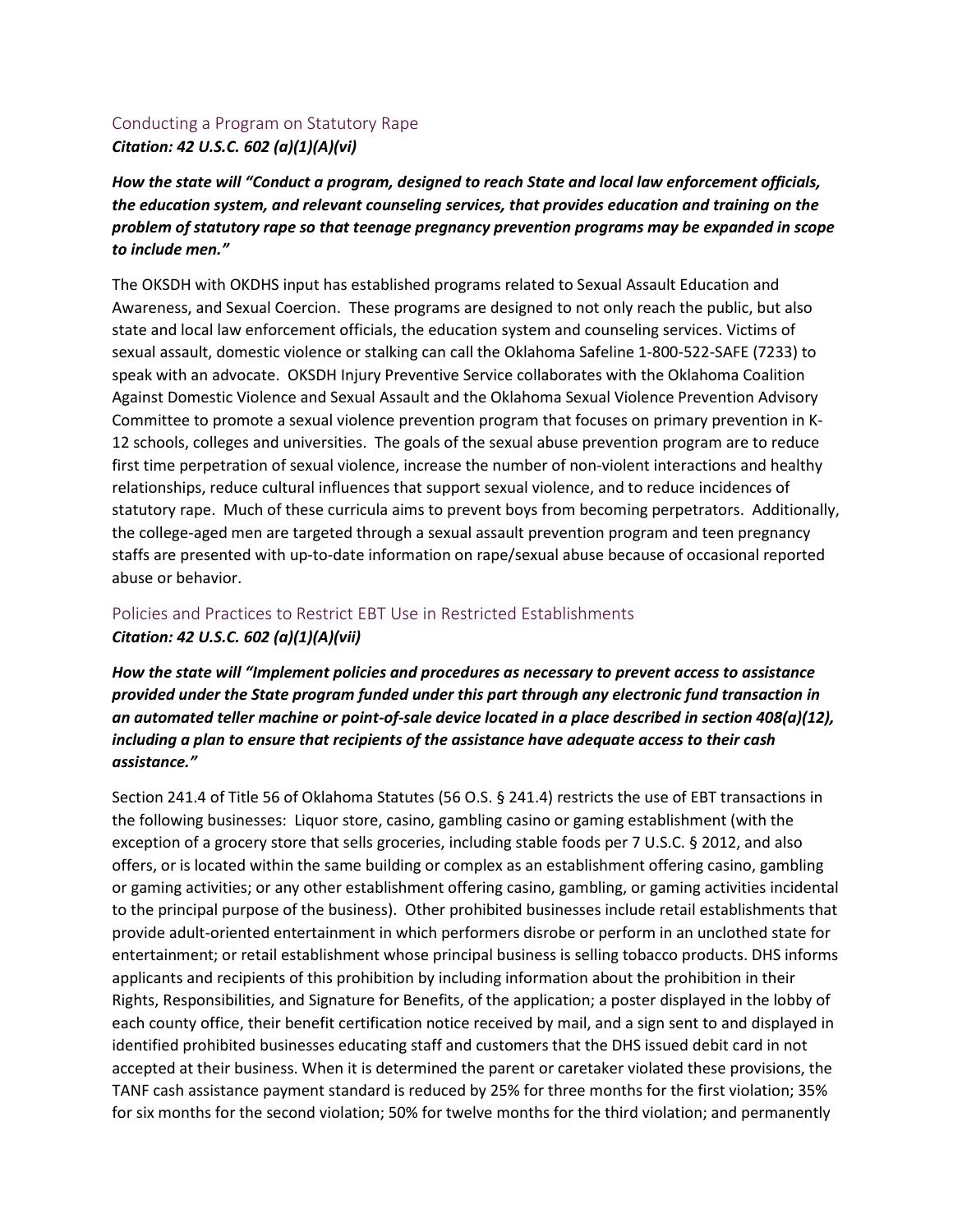## Conducting a Program on Statutory Rape

***Citation: 42 U.S.C. 602 (a)(1)(A)(vi)***

***How the state will "Conduct a program, designed to reach State and local law enforcement officials, the education system, and relevant counseling services, that provides education and training on the problem of statutory rape so that teenage pregnancy prevention programs may be expanded in scope to include men."***

The OKSDH with OKDHS input has established programs related to Sexual Assault Education and Awareness, and Sexual Coercion. These programs are designed to not only reach the public, but also state and local law enforcement officials, the education system and counseling services. Victims of sexual assault, domestic violence or stalking can call the Oklahoma Safeline 1-800-522-SAFE (7233) to speak with an advocate. OKSDH Injury Preventive Service collaborates with the Oklahoma Coalition Against Domestic Violence and Sexual Assault and the Oklahoma Sexual Violence Prevention Advisory Committee to promote a sexual violence prevention program that focuses on primary prevention in K-12 schools, colleges and universities. The goals of the sexual abuse prevention program are to reduce first time perpetration of sexual violence, increase the number of non-violent interactions and healthy relationships, reduce cultural influences that support sexual violence, and to reduce incidences of statutory rape. Much of these curricula aims to prevent boys from becoming perpetrators. Additionally, the college-aged men are targeted through a sexual assault prevention program and teen pregnancy staffs are presented with up-to-date information on rape/sexual abuse because of occasional reported abuse or behavior.

## Policies and Practices to Restrict EBT Use in Restricted Establishments

***Citation: 42 U.S.C. 602 (a)(1)(A)(vii)***

***How the state will "Implement policies and procedures as necessary to prevent access to assistance provided under the State program funded under this part through any electronic fund transaction in an automated teller machine or point-of-sale device located in a place described in section 408(a)(12), including a plan to ensure that recipients of the assistance have adequate access to their cash assistance."***

Section 241.4 of Title 56 of Oklahoma Statutes (56 O.S. § 241.4) restricts the use of EBT transactions in the following businesses: Liquor store, casino, gambling casino or gaming establishment (with the exception of a grocery store that sells groceries, including stable foods per 7 U.S.C. § 2012, and also offers, or is located within the same building or complex as an establishment offering casino, gambling or gaming activities; or any other establishment offering casino, gambling, or gaming activities incidental to the principal purpose of the business). Other prohibited businesses include retail establishments that provide adult-oriented entertainment in which performers disrobe or perform in an unclothed state for entertainment; or retail establishment whose principal business is selling tobacco products. DHS informs applicants and recipients of this prohibition by including information about the prohibition in their Rights, Responsibilities, and Signature for Benefits, of the application; a poster displayed in the lobby of each county office, their benefit certification notice received by mail, and a sign sent to and displayed in identified prohibited businesses educating staff and customers that the DHS issued debit card in not accepted at their business. When it is determined the parent or caretaker violated these provisions, the TANF cash assistance payment standard is reduced by 25% for three months for the first violation; 35% for six months for the second violation; 50% for twelve months for the third violation; and permanently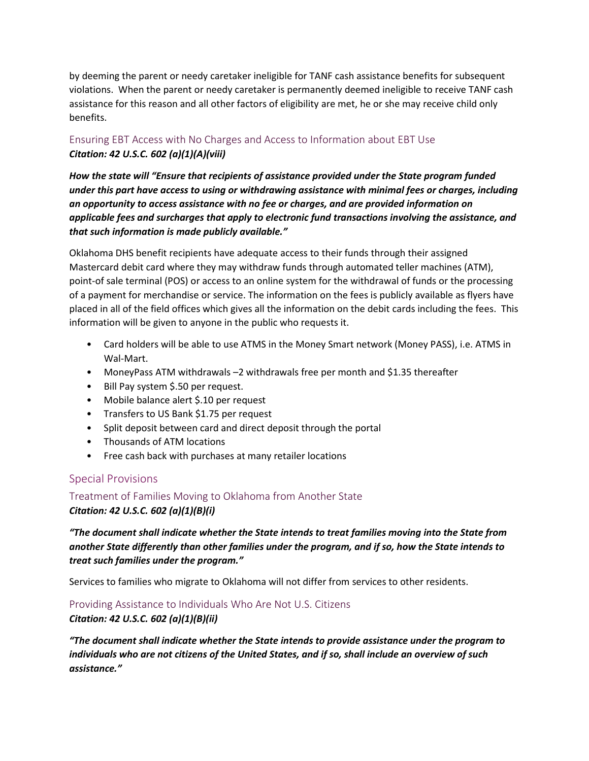by deeming the parent or needy caretaker ineligible for TANF cash assistance benefits for subsequent violations. When the parent or needy caretaker is permanently deemed ineligible to receive TANF cash assistance for this reason and all other factors of eligibility are met, he or she may receive child only benefits.

### Ensuring EBT Access with No Charges and Access to Information about EBT Use

***Citation: 42 U.S.C. 602 (a)(1)(A)(viii)***

***How the state will "Ensure that recipients of assistance provided under the State program funded under this part have access to using or withdrawing assistance with minimal fees or charges, including an opportunity to access assistance with no fee or charges, and are provided information on applicable fees and surcharges that apply to electronic fund transactions involving the assistance, and that such information is made publicly available."***

Oklahoma DHS benefit recipients have adequate access to their funds through their assigned Mastercard debit card where they may withdraw funds through automated teller machines (ATM), point-of sale terminal (POS) or access to an online system for the withdrawal of funds or the processing of a payment for merchandise or service. The information on the fees is publicly available as flyers have placed in all of the field offices which gives all the information on the debit cards including the fees. This information will be given to anyone in the public who requests it.

- Card holders will be able to use ATMS in the Money Smart network (Money PASS), i.e. ATMS in Wal-Mart.
- MoneyPass ATM withdrawals –2 withdrawals free per month and $1.35 thereafter
- Bill Pay system $.50 per request.
- Mobile balance alert $.10 per request
- Transfers to US Bank $1.75 per request
- Split deposit between card and direct deposit through the portal
- Thousands of ATM locations
- Free cash back with purchases at many retailer locations

## Special Provisions

### Treatment of Families Moving to Oklahoma from Another State

***Citation: 42 U.S.C. 602 (a)(1)(B)(i)***

***"The document shall indicate whether the State intends to treat families moving into the State from another State differently than other families under the program, and if so, how the State intends to treat such families under the program."***

Services to families who migrate to Oklahoma will not differ from services to other residents.

### Providing Assistance to Individuals Who Are Not U.S. Citizens

***Citation: 42 U.S.C. 602 (a)(1)(B)(ii)***

***"The document shall indicate whether the State intends to provide assistance under the program to individuals who are not citizens of the United States, and if so, shall include an overview of such assistance."***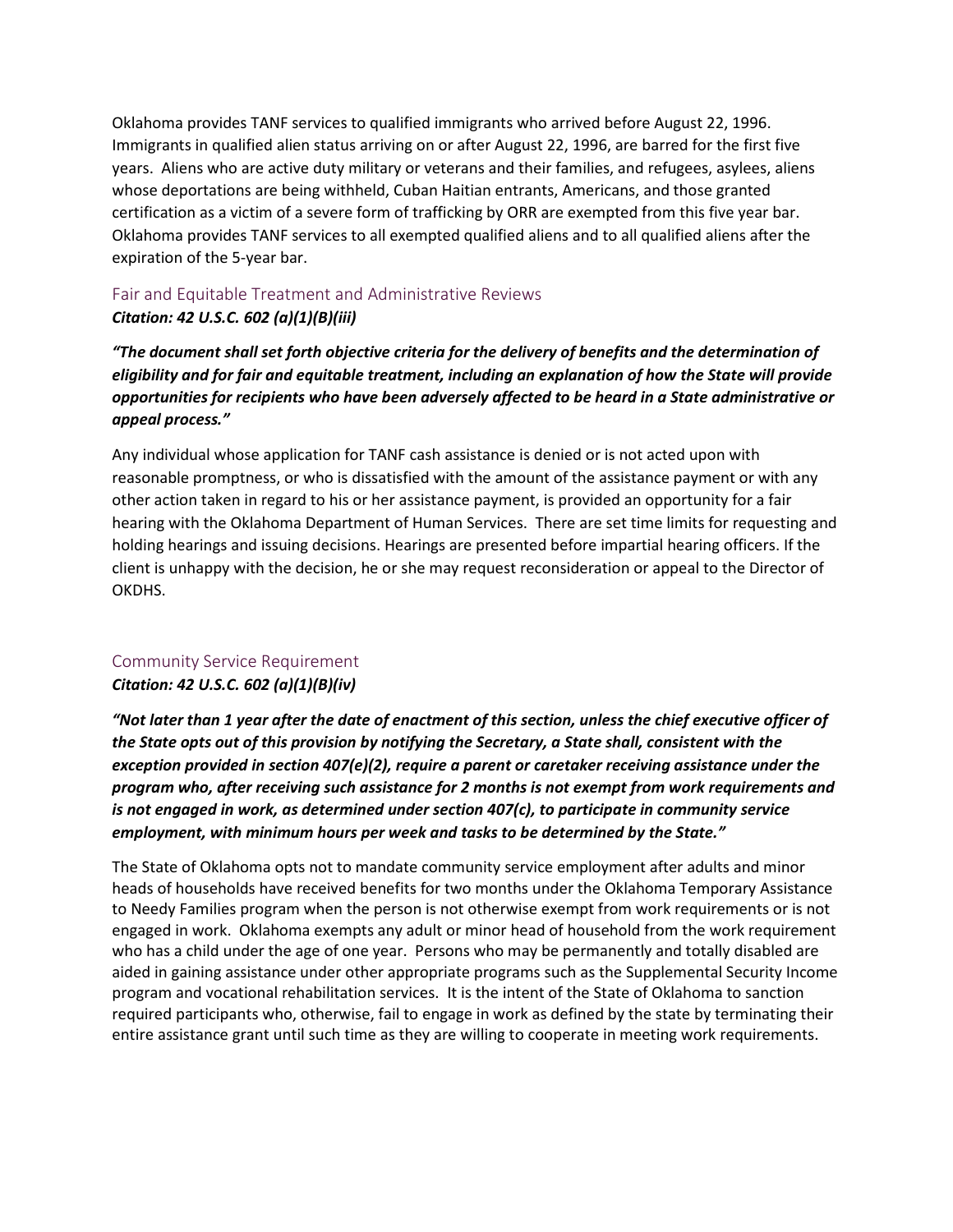Oklahoma provides TANF services to qualified immigrants who arrived before August 22, 1996. Immigrants in qualified alien status arriving on or after August 22, 1996, are barred for the first five years. Aliens who are active duty military or veterans and their families, and refugees, asylees, aliens whose deportations are being withheld, Cuban Haitian entrants, Americans, and those granted certification as a victim of a severe form of trafficking by ORR are exempted from this five year bar. Oklahoma provides TANF services to all exempted qualified aliens and to all qualified aliens after the expiration of the 5-year bar.

## Fair and Equitable Treatment and Administrative Reviews

***Citation: 42 U.S.C. 602 (a)(1)(B)(iii)***

***"The document shall set forth objective criteria for the delivery of benefits and the determination of eligibility and for fair and equitable treatment, including an explanation of how the State will provide opportunities for recipients who have been adversely affected to be heard in a State administrative or appeal process."***

Any individual whose application for TANF cash assistance is denied or is not acted upon with reasonable promptness, or who is dissatisfied with the amount of the assistance payment or with any other action taken in regard to his or her assistance payment, is provided an opportunity for a fair hearing with the Oklahoma Department of Human Services. There are set time limits for requesting and holding hearings and issuing decisions. Hearings are presented before impartial hearing officers. If the client is unhappy with the decision, he or she may request reconsideration or appeal to the Director of OKDHS.

## Community Service Requirement

***Citation: 42 U.S.C. 602 (a)(1)(B)(iv)***

***"Not later than 1 year after the date of enactment of this section, unless the chief executive officer of the State opts out of this provision by notifying the Secretary, a State shall, consistent with the exception provided in section 407(e)(2), require a parent or caretaker receiving assistance under the program who, after receiving such assistance for 2 months is not exempt from work requirements and is not engaged in work, as determined under section 407(c), to participate in community service employment, with minimum hours per week and tasks to be determined by the State."***

The State of Oklahoma opts not to mandate community service employment after adults and minor heads of households have received benefits for two months under the Oklahoma Temporary Assistance to Needy Families program when the person is not otherwise exempt from work requirements or is not engaged in work. Oklahoma exempts any adult or minor head of household from the work requirement who has a child under the age of one year. Persons who may be permanently and totally disabled are aided in gaining assistance under other appropriate programs such as the Supplemental Security Income program and vocational rehabilitation services. It is the intent of the State of Oklahoma to sanction required participants who, otherwise, fail to engage in work as defined by the state by terminating their entire assistance grant until such time as they are willing to cooperate in meeting work requirements.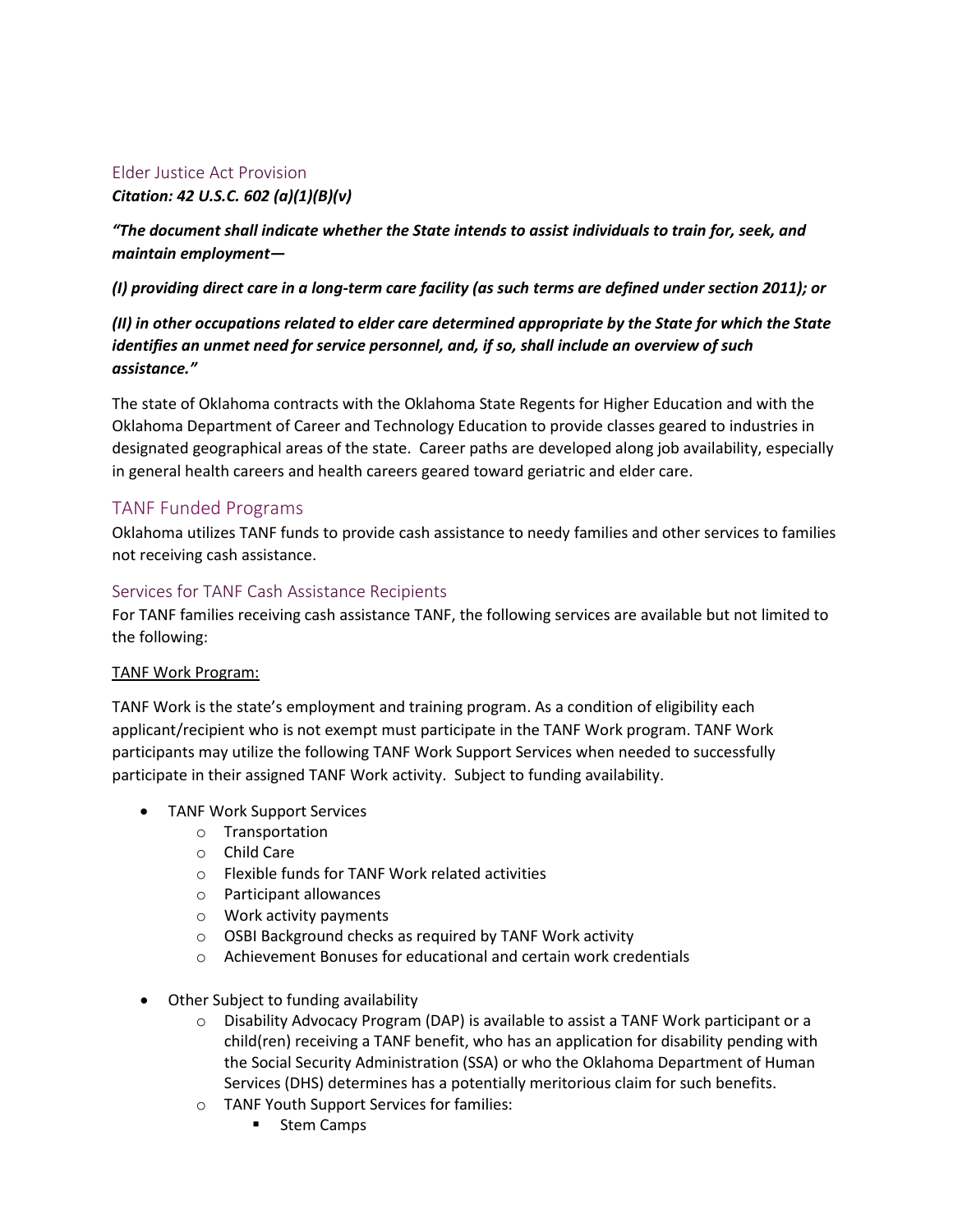### Elder Justice Act Provision

***Citation: 42 U.S.C. 602 (a)(1)(B)(v)***

***"The document shall indicate whether the State intends to assist individuals to train for, seek, and maintain employment—***

***(I) providing direct care in a long-term care facility (as such terms are defined under section 2011); or***

***(II) in other occupations related to elder care determined appropriate by the State for which the State identifies an unmet need for service personnel, and, if so, shall include an overview of such assistance."***

The state of Oklahoma contracts with the Oklahoma State Regents for Higher Education and with the Oklahoma Department of Career and Technology Education to provide classes geared to industries in designated geographical areas of the state. Career paths are developed along job availability, especially in general health careers and health careers geared toward geriatric and elder care.

## TANF Funded Programs

Oklahoma utilizes TANF funds to provide cash assistance to needy families and other services to families not receiving cash assistance.

### Services for TANF Cash Assistance Recipients

For TANF families receiving cash assistance TANF, the following services are available but not limited to the following:

<u>TANF Work Program:</u>

TANF Work is the state's employment and training program. As a condition of eligibility each applicant/recipient who is not exempt must participate in the TANF Work program. TANF Work participants may utilize the following TANF Work Support Services when needed to successfully participate in their assigned TANF Work activity. Subject to funding availability.

- TANF Work Support Services
  - Transportation
  - Child Care
  - Flexible funds for TANF Work related activities
  - Participant allowances
  - Work activity payments
  - OSBI Background checks as required by TANF Work activity
  - Achievement Bonuses for educational and certain work credentials

- Other Subject to funding availability
  - Disability Advocacy Program (DAP) is available to assist a TANF Work participant or a child(ren) receiving a TANF benefit, who has an application for disability pending with the Social Security Administration (SSA) or who the Oklahoma Department of Human Services (DHS) determines has a potentially meritorious claim for such benefits.
  - TANF Youth Support Services for families:
    - Stem Camps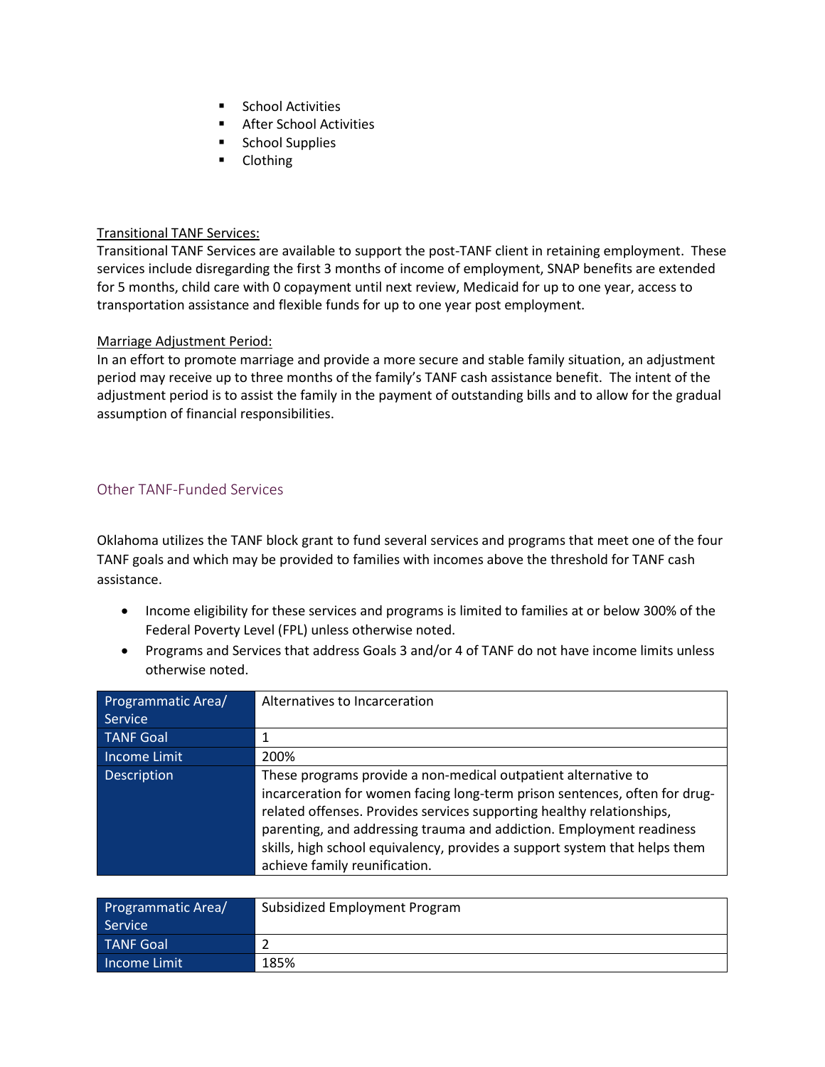- School Activities
- After School Activities
- School Supplies
- Clothing

<u>Transitional TANF Services:</u>
Transitional TANF Services are available to support the post-TANF client in retaining employment. These services include disregarding the first 3 months of income of employment, SNAP benefits are extended for 5 months, child care with 0 copayment until next review, Medicaid for up to one year, access to transportation assistance and flexible funds for up to one year post employment.

<u>Marriage Adjustment Period:</u>
In an effort to promote marriage and provide a more secure and stable family situation, an adjustment period may receive up to three months of the family's TANF cash assistance benefit. The intent of the adjustment period is to assist the family in the payment of outstanding bills and to allow for the gradual assumption of financial responsibilities.

## Other TANF-Funded Services

Oklahoma utilizes the TANF block grant to fund several services and programs that meet one of the four TANF goals and which may be provided to families with incomes above the threshold for TANF cash assistance.

- Income eligibility for these services and programs is limited to families at or below 300% of the Federal Poverty Level (FPL) unless otherwise noted.
- Programs and Services that address Goals 3 and/or 4 of TANF do not have income limits unless otherwise noted.

| Programmatic Area/ Service | Alternatives to Incarceration |
|---|---|
| TANF Goal | 1 |
| Income Limit | 200% |
| Description | These programs provide a non-medical outpatient alternative to incarceration for women facing long-term prison sentences, often for drug-related offenses. Provides services supporting healthy relationships, parenting, and addressing trauma and addiction. Employment readiness skills, high school equivalency, provides a support system that helps them achieve family reunification. |

| Programmatic Area/ Service | Subsidized Employment Program |
|---|---|
| TANF Goal | 2 |
| Income Limit | 185% |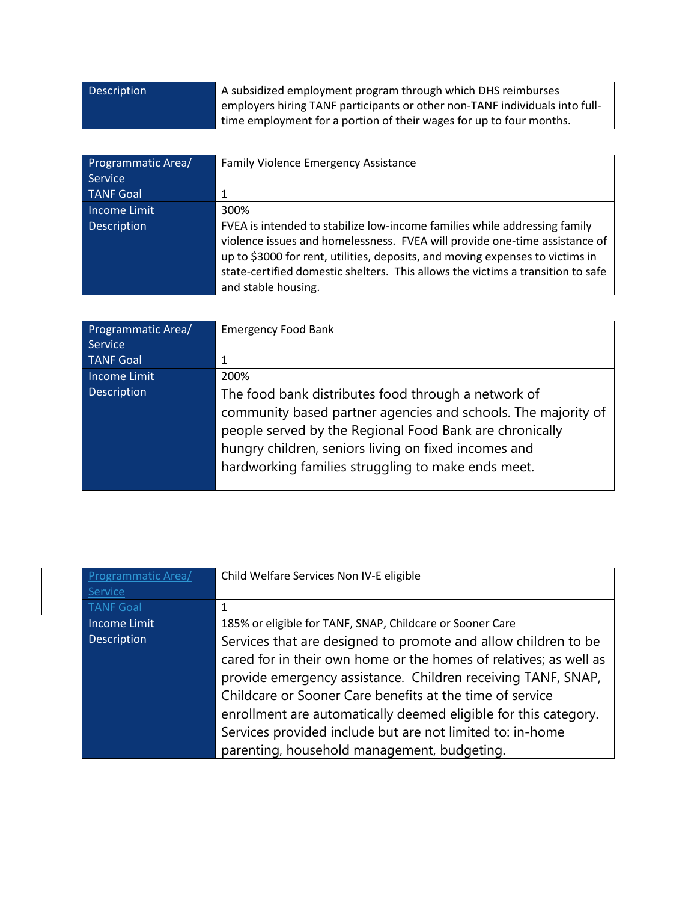| Description | A subsidized employment program through which DHS reimburses employers hiring TANF participants or other non-TANF individuals into full-time employment for a portion of their wages for up to four months. |
|---|---|

| Programmatic Area/ Service | Family Violence Emergency Assistance |
|---|---|
| TANF Goal | 1 |
| Income Limit | 300% |
| Description | FVEA is intended to stabilize low-income families while addressing family violence issues and homelessness. FVEA will provide one-time assistance of up to $3000 for rent, utilities, deposits, and moving expenses to victims in state-certified domestic shelters. This allows the victims a transition to safe and stable housing. |

| Programmatic Area/ Service | Emergency Food Bank |
|---|---|
| TANF Goal | 1 |
| Income Limit | 200% |
| Description | The food bank distributes food through a network of community based partner agencies and schools. The majority of people served by the Regional Food Bank are chronically hungry children, seniors living on fixed incomes and hardworking families struggling to make ends meet. |

| Programmatic Area/ Service | Child Welfare Services Non IV-E eligible |
|---|---|
| TANF Goal | 1 |
| Income Limit | 185% or eligible for TANF, SNAP, Childcare or Sooner Care |
| Description | Services that are designed to promote and allow children to be cared for in their own home or the homes of relatives; as well as provide emergency assistance. Children receiving TANF, SNAP, Childcare or Sooner Care benefits at the time of service enrollment are automatically deemed eligible for this category. Services provided include but are not limited to: in-home parenting, household management, budgeting. |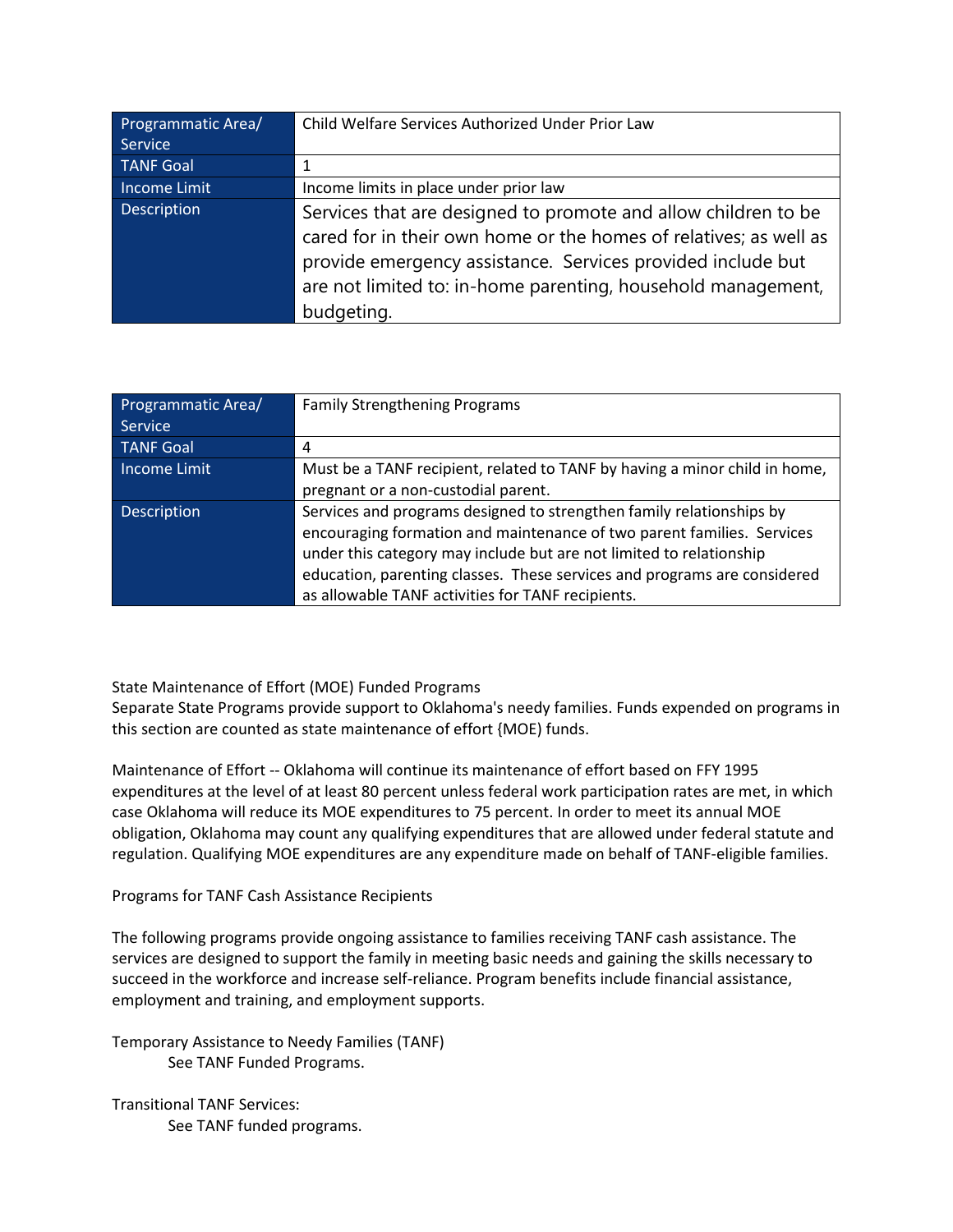| Programmatic Area/ Service | Child Welfare Services Authorized Under Prior Law |
| --- | --- |
| TANF Goal | 1 |
| Income Limit | Income limits in place under prior law |
| Description | Services that are designed to promote and allow children to be cared for in their own home or the homes of relatives; as well as provide emergency assistance. Services provided include but are not limited to: in-home parenting, household management, budgeting. |

| Programmatic Area/ Service | Family Strengthening Programs |
| --- | --- |
| TANF Goal | 4 |
| Income Limit | Must be a TANF recipient, related to TANF by having a minor child in home, pregnant or a non-custodial parent. |
| Description | Services and programs designed to strengthen family relationships by encouraging formation and maintenance of two parent families. Services under this category may include but are not limited to relationship education, parenting classes. These services and programs are considered as allowable TANF activities for TANF recipients. |

State Maintenance of Effort (MOE) Funded Programs
Separate State Programs provide support to Oklahoma's needy families. Funds expended on programs in this section are counted as state maintenance of effort {MOE) funds.

Maintenance of Effort -- Oklahoma will continue its maintenance of effort based on FFY 1995 expenditures at the level of at least 80 percent unless federal work participation rates are met, in which case Oklahoma will reduce its MOE expenditures to 75 percent. In order to meet its annual MOE obligation, Oklahoma may count any qualifying expenditures that are allowed under federal statute and regulation. Qualifying MOE expenditures are any expenditure made on behalf of TANF-eligible families.

Programs for TANF Cash Assistance Recipients

The following programs provide ongoing assistance to families receiving TANF cash assistance. The services are designed to support the family in meeting basic needs and gaining the skills necessary to succeed in the workforce and increase self-reliance. Program benefits include financial assistance, employment and training, and employment supports.

Temporary Assistance to Needy Families (TANF)
See TANF Funded Programs.

Transitional TANF Services:
See TANF funded programs.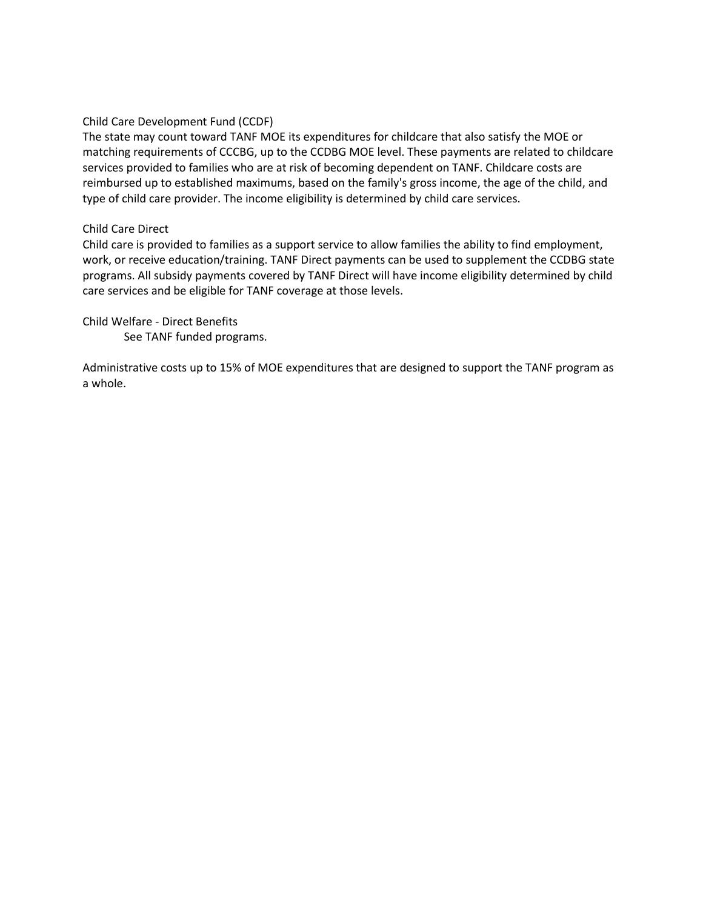Child Care Development Fund (CCDF)

The state may count toward TANF MOE its expenditures for childcare that also satisfy the MOE or matching requirements of CCCBG, up to the CCDBG MOE level. These payments are related to childcare services provided to families who are at risk of becoming dependent on TANF. Childcare costs are reimbursed up to established maximums, based on the family's gross income, the age of the child, and type of child care provider. The income eligibility is determined by child care services.

Child Care Direct

Child care is provided to families as a support service to allow families the ability to find employment, work, or receive education/training. TANF Direct payments can be used to supplement the CCDBG state programs. All subsidy payments covered by TANF Direct will have income eligibility determined by child care services and be eligible for TANF coverage at those levels.

Child Welfare - Direct Benefits

See TANF funded programs.

Administrative costs up to 15% of MOE expenditures that are designed to support the TANF program as a whole.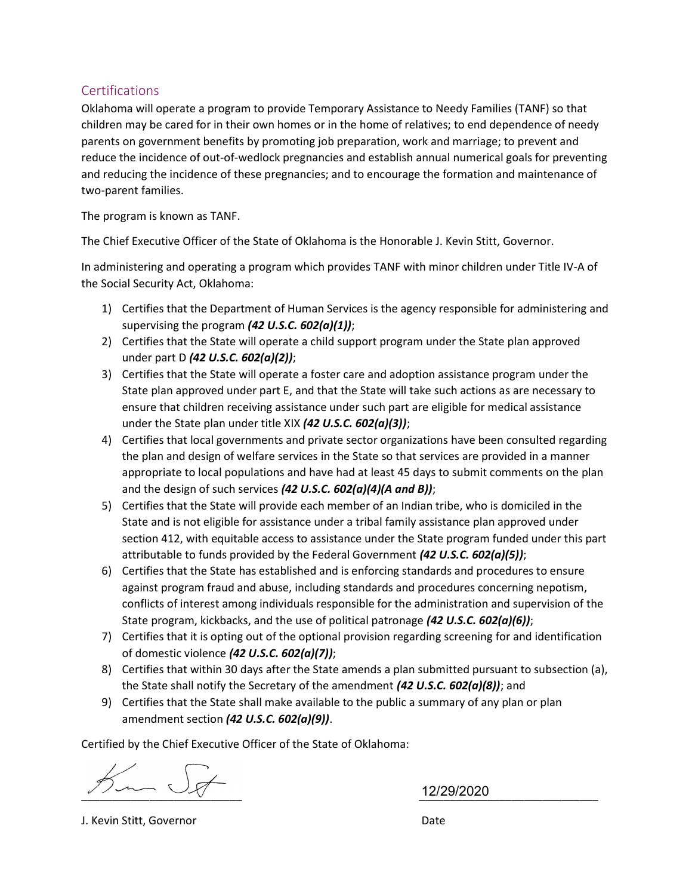## Certifications

Oklahoma will operate a program to provide Temporary Assistance to Needy Families (TANF) so that children may be cared for in their own homes or in the home of relatives; to end dependence of needy parents on government benefits by promoting job preparation, work and marriage; to prevent and reduce the incidence of out-of-wedlock pregnancies and establish annual numerical goals for preventing and reducing the incidence of these pregnancies; and to encourage the formation and maintenance of two-parent families.

The program is known as TANF.

The Chief Executive Officer of the State of Oklahoma is the Honorable J. Kevin Stitt, Governor.

In administering and operating a program which provides TANF with minor children under Title IV-A of the Social Security Act, Oklahoma:

1) Certifies that the Department of Human Services is the agency responsible for administering and supervising the program ***(42 U.S.C. 602(a)(1))***;
2) Certifies that the State will operate a child support program under the State plan approved under part D ***(42 U.S.C. 602(a)(2))***;
3) Certifies that the State will operate a foster care and adoption assistance program under the State plan approved under part E, and that the State will take such actions as are necessary to ensure that children receiving assistance under such part are eligible for medical assistance under the State plan under title XIX ***(42 U.S.C. 602(a)(3))***;
4) Certifies that local governments and private sector organizations have been consulted regarding the plan and design of welfare services in the State so that services are provided in a manner appropriate to local populations and have had at least 45 days to submit comments on the plan and the design of such services ***(42 U.S.C. 602(a)(4)(A and B))***;
5) Certifies that the State will provide each member of an Indian tribe, who is domiciled in the State and is not eligible for assistance under a tribal family assistance plan approved under section 412, with equitable access to assistance under the State program funded under this part attributable to funds provided by the Federal Government ***(42 U.S.C. 602(a)(5))***;
6) Certifies that the State has established and is enforcing standards and procedures to ensure against program fraud and abuse, including standards and procedures concerning nepotism, conflicts of interest among individuals responsible for the administration and supervision of the State program, kickbacks, and the use of political patronage ***(42 U.S.C. 602(a)(6))***;
7) Certifies that it is opting out of the optional provision regarding screening for and identification of domestic violence ***(42 U.S.C. 602(a)(7))***;
8) Certifies that within 30 days after the State amends a plan submitted pursuant to subsection (a), the State shall notify the Secretary of the amendment ***(42 U.S.C. 602(a)(8))***; and
9) Certifies that the State shall make available to the public a summary of any plan or plan amendment section ***(42 U.S.C. 602(a)(9))***.

Certified by the Chief Executive Officer of the State of Oklahoma:

_______________________ 12/29/2020

J. Kevin Stitt, Governor Date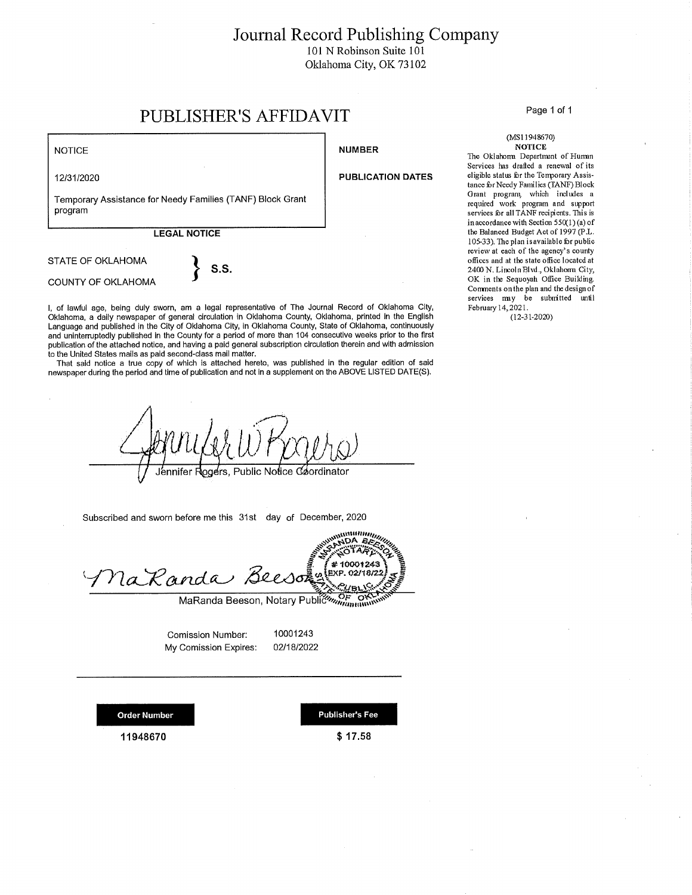# Journal Record Publishing Company

101 N Robinson Suite 101
Oklahoma City, OK 73102

## PUBLISHER'S AFFIDAVIT

| NOTICE | NUMBER |
|---|---|
| 12/31/2020 | PUBLICATION DATES |
| Temporary Assistance for Needy Families (TANF) Block Grant program | |

**LEGAL NOTICE**

STATE OF OKLAHOMA
COUNTY OF OKLAHOMA } **S.S.**

I, of lawful age, being duly sworn, am a legal representative of The Journal Record of Oklahoma City, Oklahoma, a daily newspaper of general circulation in Oklahoma County, Oklahoma, printed in the English Language and published in the City of Oklahoma City, in Oklahoma County, State of Oklahoma, continuously and uninterruptedly published in the County for a period of more than 104 consecutive weeks prior to the first publication of the attached notice, and having a paid general subscription circulation therein and with admission to the United States mails as paid second-class mail matter.

That said notice a true copy of which is attached hereto, was published in the regular edition of said newspaper during the period and time of publication and not in a supplement on the ABOVE LISTED DATE(S).

Jennifer Rogers, Public Notice Coordinator

Subscribed and sworn before me this 31st day of December, 2020

MaRanda Beeson, Notary Public

Comission Number: 10001243
My Comission Expires: 02/18/2022

| Order Number | Publisher's Fee |
|---|---|
| 11948670 | $ 17.58 |

(MS11948670)

**NOTICE**

The Oklahoma Department of Human Services has drafted a renewal of its eligible status for the Temporary Assistance for Needy Families (TANF) Block Grant program, which includes a required work program and support services for all TANF recipients. This is in accordance with Section 550(1) (a) of the Balanced Budget Act of 1997 (P.L. 105-33). The plan is available for public review at each of the agency's county offices and at the state office located at 2400 N. Lincoln Blvd., Oklahoma City, OK in the Sequoyah Office Building. Comments on the plan and the design of services may be submitted until February 14, 2021.

(12-31-2020)